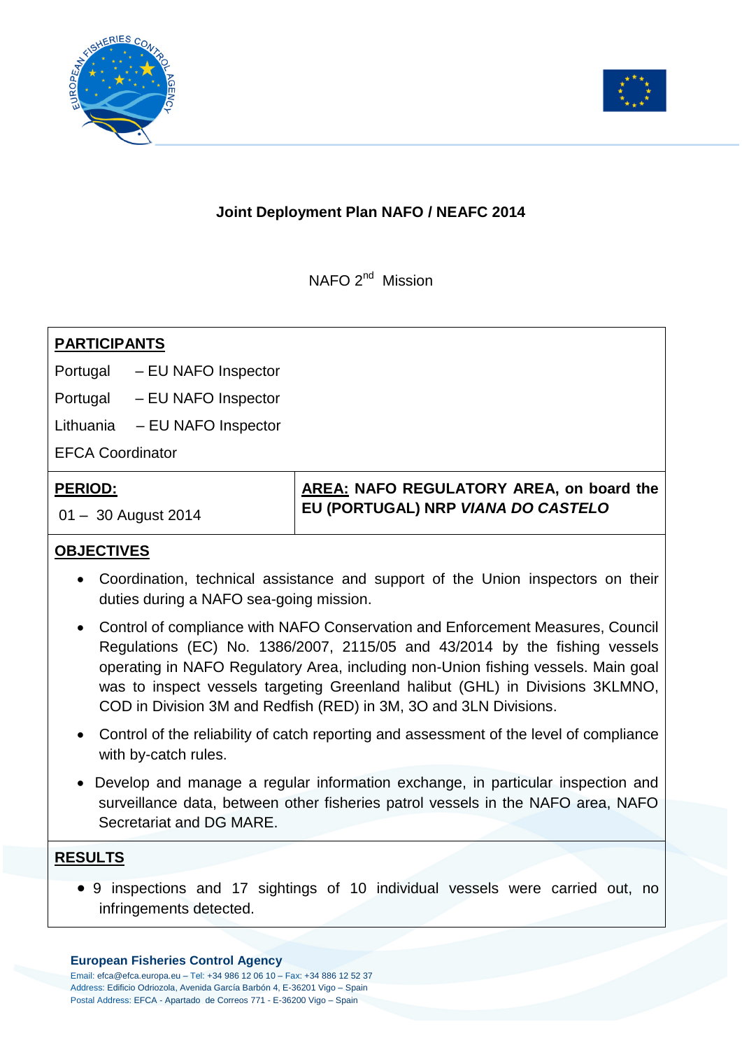**Joint Deployment Plan NAFO / NEAFC 2014**

NAFO 2nd Mission

**PARTICIPANTS**

Portugal – EU NAFO Inspector

Portugal – EU NAFO Inspector

Lithuania – EU NAFO Inspector

EFCA Coordinator

| **PERIOD:** | **AREA: NAFO REGULATORY AREA, on board the EU (PORTUGAL) NRP *VIANA DO CASTELO*** |
|---|---|
| 01 – 30 August 2014 | |

**OBJECTIVES**

- Coordination, technical assistance and support of the Union inspectors on their duties during a NAFO sea-going mission.
- Control of compliance with NAFO Conservation and Enforcement Measures, Council Regulations (EC) No. 1386/2007, 2115/05 and 43/2014 by the fishing vessels operating in NAFO Regulatory Area, including non-Union fishing vessels. Main goal was to inspect vessels targeting Greenland halibut (GHL) in Divisions 3KLMNO, COD in Division 3M and Redfish (RED) in 3M, 3O and 3LN Divisions.
- Control of the reliability of catch reporting and assessment of the level of compliance with by-catch rules.
- Develop and manage a regular information exchange, in particular inspection and surveillance data, between other fisheries patrol vessels in the NAFO area, NAFO Secretariat and DG MARE.

**RESULTS**

- 9 inspections and 17 sightings of 10 individual vessels were carried out, no infringements detected.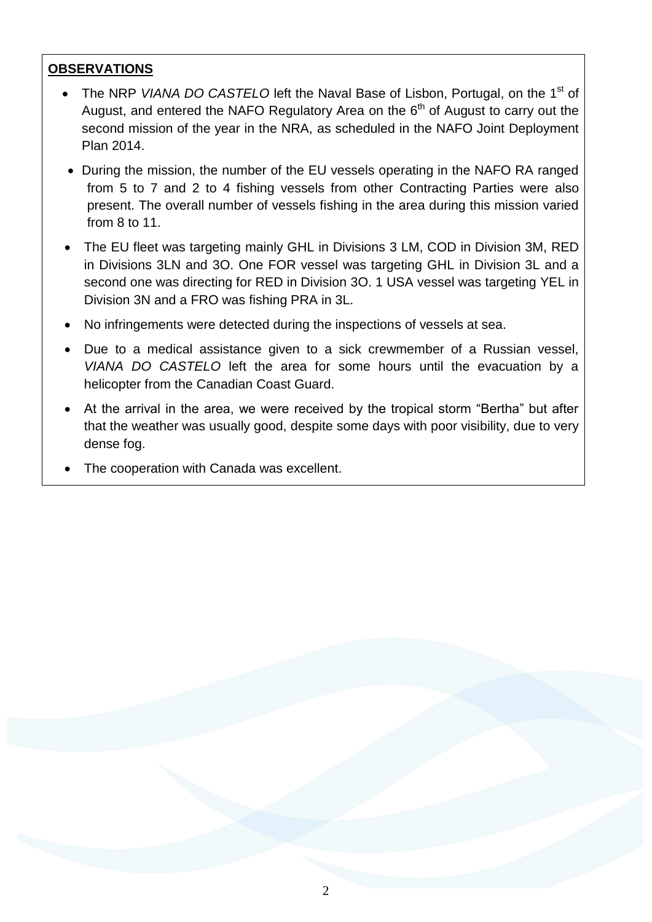**OBSERVATIONS**

- The NRP *VIANA DO CASTELO* left the Naval Base of Lisbon, Portugal, on the 1st of August, and entered the NAFO Regulatory Area on the 6th of August to carry out the second mission of the year in the NRA, as scheduled in the NAFO Joint Deployment Plan 2014.
- During the mission, the number of the EU vessels operating in the NAFO RA ranged from 5 to 7 and 2 to 4 fishing vessels from other Contracting Parties were also present. The overall number of vessels fishing in the area during this mission varied from 8 to 11.
- The EU fleet was targeting mainly GHL in Divisions 3 LM, COD in Division 3M, RED in Divisions 3LN and 3O. One FOR vessel was targeting GHL in Division 3L and a second one was directing for RED in Division 3O. 1 USA vessel was targeting YEL in Division 3N and a FRO was fishing PRA in 3L.
- No infringements were detected during the inspections of vessels at sea.
- Due to a medical assistance given to a sick crewmember of a Russian vessel, *VIANA DO CASTELO* left the area for some hours until the evacuation by a helicopter from the Canadian Coast Guard.
- At the arrival in the area, we were received by the tropical storm "Bertha" but after that the weather was usually good, despite some days with poor visibility, due to very dense fog.
- The cooperation with Canada was excellent.